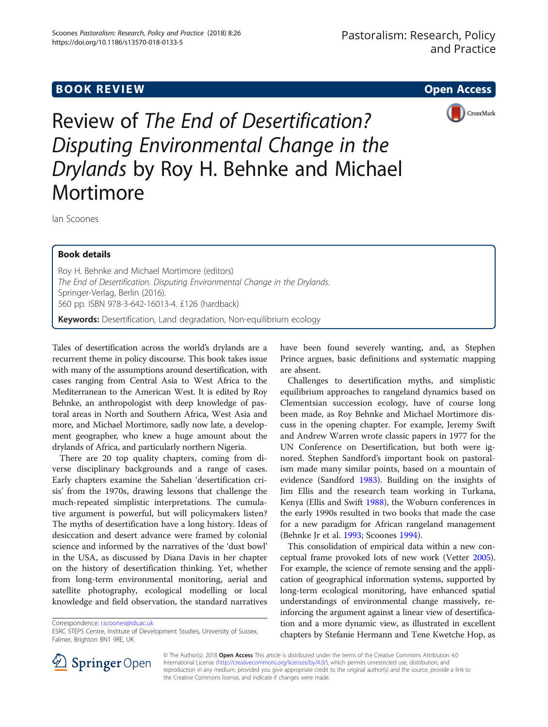**BOOK REVIEW** **Open Access**

# Review of *The End of Desertification? Disputing Environmental Change in the Drylands* by Roy H. Behnke and Michael Mortimore

Ian Scoones

## Book details

Roy H. Behnke and Michael Mortimore (editors)
*The End of Desertification. Disputing Environmental Change in the Drylands.*
Springer-Verlag, Berlin (2016).
560 pp. ISBN 978-3-642-16013-4. £126 (hardback)

**Keywords:** Desertification, Land degradation, Non-equilibrium ecology

Tales of desertification across the world's drylands are a recurrent theme in policy discourse. This book takes issue with many of the assumptions around desertification, with cases ranging from Central Asia to West Africa to the Mediterranean to the American West. It is edited by Roy Behnke, an anthropologist with deep knowledge of pastoral areas in North and Southern Africa, West Asia and more, and Michael Mortimore, sadly now late, a development geographer, who knew a huge amount about the drylands of Africa, and particularly northern Nigeria.

There are 20 top quality chapters, coming from diverse disciplinary backgrounds and a range of cases. Early chapters examine the Sahelian 'desertification crisis' from the 1970s, drawing lessons that challenge the much-repeated simplistic interpretations. The cumulative argument is powerful, but will policymakers listen? The myths of desertification have a long history. Ideas of desiccation and desert advance were framed by colonial science and informed by the narratives of the 'dust bowl' in the USA, as discussed by Diana Davis in her chapter on the history of desertification thinking. Yet, whether from long-term environmental monitoring, aerial and satellite photography, ecological modelling or local knowledge and field observation, the standard narratives have been found severely wanting, and, as Stephen Prince argues, basic definitions and systematic mapping are absent.

Challenges to desertification myths, and simplistic equilibrium approaches to rangeland dynamics based on Clementsian succession ecology, have of course long been made, as Roy Behnke and Michael Mortimore discuss in the opening chapter. For example, Jeremy Swift and Andrew Warren wrote classic papers in 1977 for the UN Conference on Desertification, but both were ignored. Stephen Sandford's important book on pastoralism made many similar points, based on a mountain of evidence (Sandford 1983). Building on the insights of Jim Ellis and the research team working in Turkana, Kenya (Ellis and Swift 1988), the Woburn conferences in the early 1990s resulted in two books that made the case for a new paradigm for African rangeland management (Behnke Jr et al. 1993; Scoones 1994).

This consolidation of empirical data within a new conceptual frame provoked lots of new work (Vetter 2005). For example, the science of remote sensing and the application of geographical information systems, supported by long-term ecological monitoring, have enhanced spatial understandings of environmental change massively, reinforcing the argument against a linear view of desertification and a more dynamic view, as illustrated in excellent chapters by Stefanie Hermann and Tene Kwetche Hop, as

Correspondence: i.scoones@ids.ac.uk
ESRC STEPS Centre, Institute of Development Studies, University of Sussex, Falmer, Brighton BN1 9RE, UK

© The Author(s). 2018 **Open Access** This article is distributed under the terms of the Creative Commons Attribution 4.0 International License (http://creativecommons.org/licenses/by/4.0/), which permits unrestricted use, distribution, and reproduction in any medium, provided you give appropriate credit to the original author(s) and the source, provide a link to the Creative Commons license, and indicate if changes were made.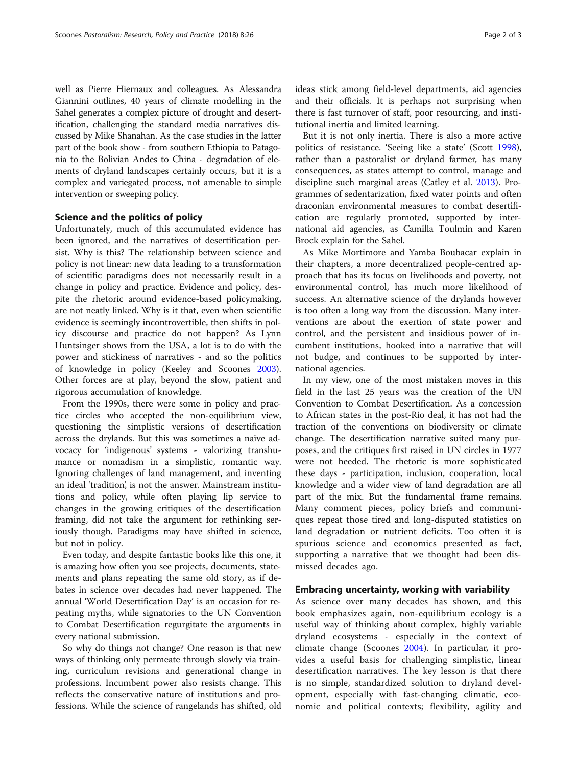well as Pierre Hiernaux and colleagues. As Alessandra Giannini outlines, 40 years of climate modelling in the Sahel generates a complex picture of drought and desertification, challenging the standard media narratives discussed by Mike Shanahan. As the case studies in the latter part of the book show - from southern Ethiopia to Patagonia to the Bolivian Andes to China - degradation of elements of dryland landscapes certainly occurs, but it is a complex and variegated process, not amenable to simple intervention or sweeping policy.

## Science and the politics of policy

Unfortunately, much of this accumulated evidence has been ignored, and the narratives of desertification persist. Why is this? The relationship between science and policy is not linear: new data leading to a transformation of scientific paradigms does not necessarily result in a change in policy and practice. Evidence and policy, despite the rhetoric around evidence-based policymaking, are not neatly linked. Why is it that, even when scientific evidence is seemingly incontrovertible, then shifts in policy discourse and practice do not happen? As Lynn Huntsinger shows from the USA, a lot is to do with the power and stickiness of narratives - and so the politics of knowledge in policy (Keeley and Scoones 2003). Other forces are at play, beyond the slow, patient and rigorous accumulation of knowledge.

From the 1990s, there were some in policy and practice circles who accepted the non-equilibrium view, questioning the simplistic versions of desertification across the drylands. But this was sometimes a naïve advocacy for 'indigenous' systems - valorizing transhumance or nomadism in a simplistic, romantic way. Ignoring challenges of land management, and inventing an ideal 'tradition', is not the answer. Mainstream institutions and policy, while often playing lip service to changes in the growing critiques of the desertification framing, did not take the argument for rethinking seriously though. Paradigms may have shifted in science, but not in policy.

Even today, and despite fantastic books like this one, it is amazing how often you see projects, documents, statements and plans repeating the same old story, as if debates in science over decades had never happened. The annual 'World Desertification Day' is an occasion for repeating myths, while signatories to the UN Convention to Combat Desertification regurgitate the arguments in every national submission.

So why do things not change? One reason is that new ways of thinking only permeate through slowly via training, curriculum revisions and generational change in professions. Incumbent power also resists change. This reflects the conservative nature of institutions and professions. While the science of rangelands has shifted, old ideas stick among field-level departments, aid agencies and their officials. It is perhaps not surprising when there is fast turnover of staff, poor resourcing, and institutional inertia and limited learning.

But it is not only inertia. There is also a more active politics of resistance. 'Seeing like a state' (Scott 1998), rather than a pastoralist or dryland farmer, has many consequences, as states attempt to control, manage and discipline such marginal areas (Catley et al. 2013). Programmes of sedentarization, fixed water points and often draconian environmental measures to combat desertification are regularly promoted, supported by international aid agencies, as Camilla Toulmin and Karen Brock explain for the Sahel.

As Mike Mortimore and Yamba Boubacar explain in their chapters, a more decentralized people-centred approach that has its focus on livelihoods and poverty, not environmental control, has much more likelihood of success. An alternative science of the drylands however is too often a long way from the discussion. Many interventions are about the exertion of state power and control, and the persistent and insidious power of incumbent institutions, hooked into a narrative that will not budge, and continues to be supported by international agencies.

In my view, one of the most mistaken moves in this field in the last 25 years was the creation of the UN Convention to Combat Desertification. As a concession to African states in the post-Rio deal, it has not had the traction of the conventions on biodiversity or climate change. The desertification narrative suited many purposes, and the critiques first raised in UN circles in 1977 were not heeded. The rhetoric is more sophisticated these days - participation, inclusion, cooperation, local knowledge and a wider view of land degradation are all part of the mix. But the fundamental frame remains. Many comment pieces, policy briefs and communiques repeat those tired and long-disputed statistics on land degradation or nutrient deficits. Too often it is spurious science and economics presented as fact, supporting a narrative that we thought had been dismissed decades ago.

## Embracing uncertainty, working with variability

As science over many decades has shown, and this book emphasizes again, non-equilibrium ecology is a useful way of thinking about complex, highly variable dryland ecosystems - especially in the context of climate change (Scoones 2004). In particular, it provides a useful basis for challenging simplistic, linear desertification narratives. The key lesson is that there is no simple, standardized solution to dryland development, especially with fast-changing climatic, economic and political contexts; flexibility, agility and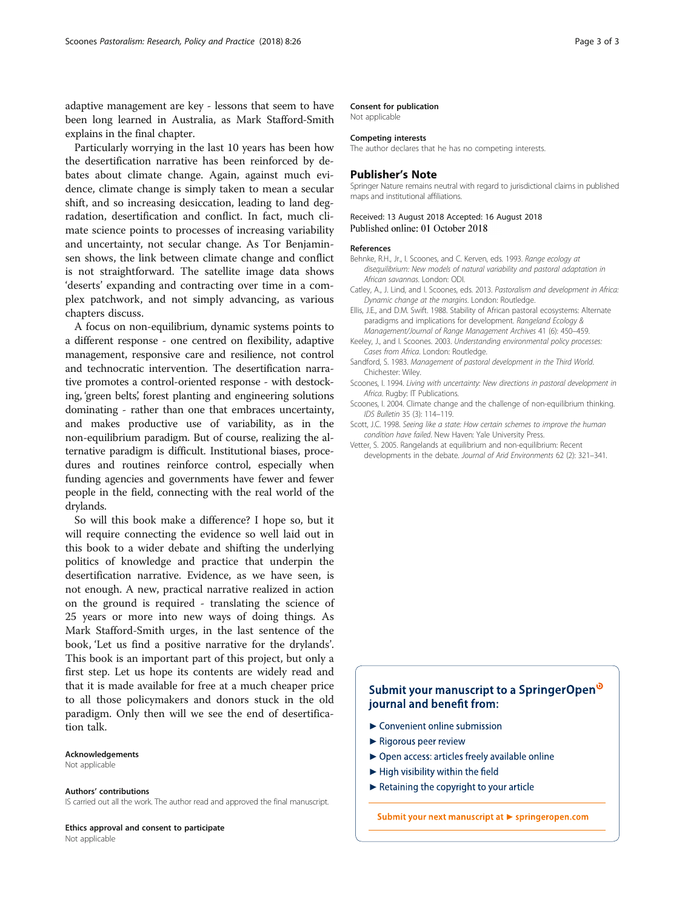adaptive management are key - lessons that seem to have been long learned in Australia, as Mark Stafford-Smith explains in the final chapter.

Particularly worrying in the last 10 years has been how the desertification narrative has been reinforced by debates about climate change. Again, against much evidence, climate change is simply taken to mean a secular shift, and so increasing desiccation, leading to land degradation, desertification and conflict. In fact, much climate science points to processes of increasing variability and uncertainty, not secular change. As Tor Benjaminsen shows, the link between climate change and conflict is not straightforward. The satellite image data shows 'deserts' expanding and contracting over time in a complex patchwork, and not simply advancing, as various chapters discuss.

A focus on non-equilibrium, dynamic systems points to a different response - one centred on flexibility, adaptive management, responsive care and resilience, not control and technocratic intervention. The desertification narrative promotes a control-oriented response - with destocking, 'green belts', forest planting and engineering solutions dominating - rather than one that embraces uncertainty, and makes productive use of variability, as in the non-equilibrium paradigm. But of course, realizing the alternative paradigm is difficult. Institutional biases, procedures and routines reinforce control, especially when funding agencies and governments have fewer and fewer people in the field, connecting with the real world of the drylands.

So will this book make a difference? I hope so, but it will require connecting the evidence so well laid out in this book to a wider debate and shifting the underlying politics of knowledge and practice that underpin the desertification narrative. Evidence, as we have seen, is not enough. A new, practical narrative realized in action on the ground is required - translating the science of 25 years or more into new ways of doing things. As Mark Stafford-Smith urges, in the last sentence of the book, 'Let us find a positive narrative for the drylands'. This book is an important part of this project, but only a first step. Let us hope its contents are widely read and that it is made available for free at a much cheaper price to all those policymakers and donors stuck in the old paradigm. Only then will we see the end of desertification talk.

#### Acknowledgements
Not applicable

#### Authors' contributions
IS carried out all the work. The author read and approved the final manuscript.

#### Ethics approval and consent to participate
Not applicable

#### Consent for publication
Not applicable

#### Competing interests
The author declares that he has no competing interests.

### Publisher's Note
Springer Nature remains neutral with regard to jurisdictional claims in published maps and institutional affiliations.

Received: 13 August 2018 Accepted: 16 August 2018
Published online: 01 October 2018

#### References
- Behnke, R.H., Jr., I. Scoones, and C. Kerven, eds. 1993. *Range ecology at disequilibrium: New models of natural variability and pastoral adaptation in African savannas.* London: ODI.
- Catley, A., J. Lind, and I. Scoones, eds. 2013. *Pastoralism and development in Africa: Dynamic change at the margins.* London: Routledge.
- Ellis, J.E., and D.M. Swift. 1988. Stability of African pastoral ecosystems: Alternate paradigms and implications for development. *Rangeland Ecology & Management/Journal of Range Management Archives* 41 (6): 450–459.
- Keeley, J., and I. Scoones. 2003. *Understanding environmental policy processes: Cases from Africa.* London: Routledge.
- Sandford, S. 1983. *Management of pastoral development in the Third World.* Chichester: Wiley.
- Scoones, I. 1994. *Living with uncertainty: New directions in pastoral development in Africa.* Rugby: IT Publications.
- Scoones, I. 2004. Climate change and the challenge of non-equilibrium thinking. *IDS Bulletin* 35 (3): 114–119.
- Scott, J.C. 1998. *Seeing like a state: How certain schemes to improve the human condition have failed.* New Haven: Yale University Press.
- Vetter, S. 2005. Rangelands at equilibrium and non-equilibrium: Recent developments in the debate. *Journal of Arid Environments* 62 (2): 321–341.

**Submit your manuscript to a SpringerOpen journal and benefit from:**

- ► Convenient online submission
- ► Rigorous peer review
- ► Open access: articles freely available online
- ► High visibility within the field
- ► Retaining the copyright to your article

Submit your next manuscript at ► springeropen.com